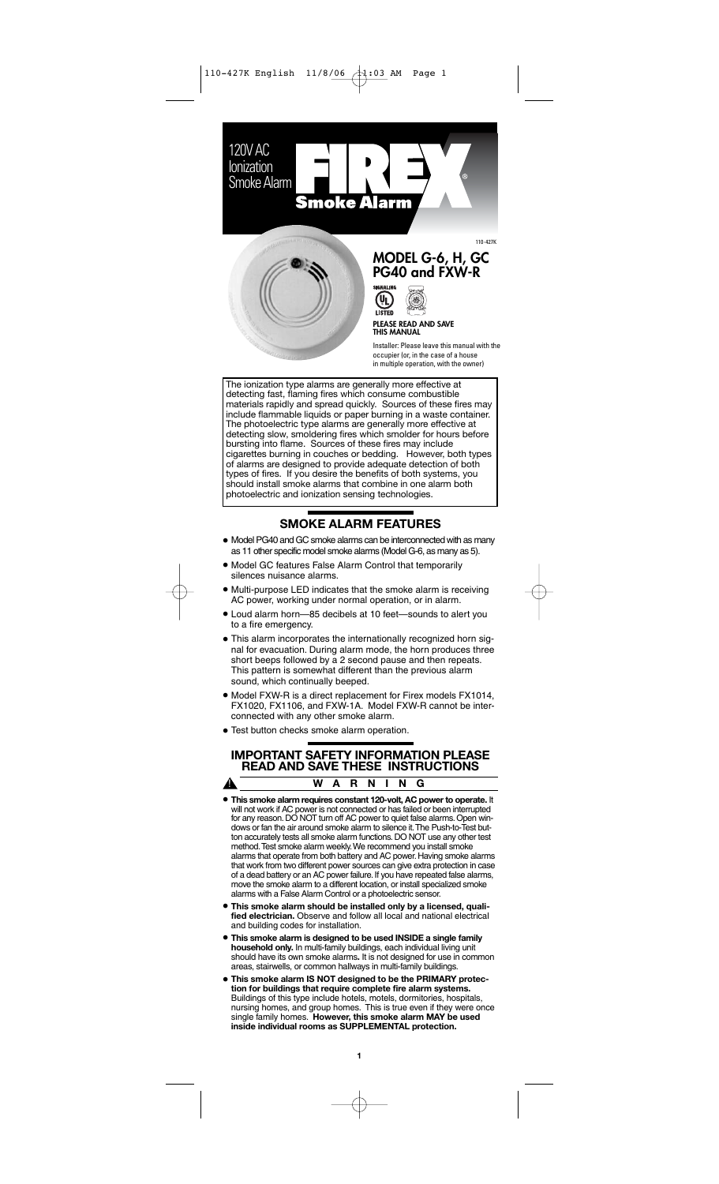120V AC Ionization Smoke Alarm

# FIREX Smoke Alarm

110-427K

## MODEL G-6, H, GC PG40 and FXW-R

SIGNALING UL LISTED

**PLEASE READ AND SAVE THIS MANUAL**

Installer: Please leave this manual with the occupier (or, in the case of a house in multiple operation, with the owner)

The ionization type alarms are generally more effective at detecting fast, flaming fires which consume combustible materials rapidly and spread quickly. Sources of these fires may include flammable liquids or paper burning in a waste container. The photoelectric type alarms are generally more effective at detecting slow, smoldering fires which smolder for hours before bursting into flame. Sources of these fires may include cigarettes burning in couches or bedding. However, both types of alarms are designed to provide adequate detection of both types of fires. If you desire the benefits of both systems, you should install smoke alarms that combine in one alarm both photoelectric and ionization sensing technologies.

## SMOKE ALARM FEATURES

- Model PG40 and GC smoke alarms can be interconnected with as many as 11 other specific model smoke alarms (Model G-6, as many as 5).
- Model GC features False Alarm Control that temporarily silences nuisance alarms.
- Multi-purpose LED indicates that the smoke alarm is receiving AC power, working under normal operation, or in alarm.
- Loud alarm horn—85 decibels at 10 feet—sounds to alert you to a fire emergency.
- This alarm incorporates the internationally recognized horn signal for evacuation. During alarm mode, the horn produces three short beeps followed by a 2 second pause and then repeats. This pattern is somewhat different than the previous alarm sound, which continually beeped.
- Model FXW-R is a direct replacement for Firex models FX1014, FX1020, FX1106, and FXW-1A. Model FXW-R cannot be interconnected with any other smoke alarm.
- Test button checks smoke alarm operation.

## IMPORTANT SAFETY INFORMATION PLEASE READ AND SAVE THESE INSTRUCTIONS

### ⚠ WARNING

- **This smoke alarm requires constant 120-volt, AC power to operate.** It will not work if AC power is not connected or has failed or been interrupted for any reason. DO NOT turn off AC power to quiet false alarms. Open windows or fan the air around smoke alarm to silence it. The Push-to-Test button accurately tests all smoke alarm functions. DO NOT use any other test method. Test smoke alarm weekly. We recommend you install smoke alarms that operate from both battery and AC power. Having smoke alarms that work from two different power sources can give extra protection in case of a dead battery or an AC power failure. If you have repeated false alarms, move the smoke alarm to a different location, or install specialized smoke alarms with a False Alarm Control or a photoelectric sensor.
- **This smoke alarm should be installed only by a licensed, qualified electrician.** Observe and follow all local and national electrical and building codes for installation.
- **This smoke alarm is designed to be used INSIDE a single family household only.** In multi-family buildings, each individual living unit should have its own smoke alarms**.** It is not designed for use in common areas, stairwells, or common hallways in multi-family buildings.
- **This smoke alarm IS NOT designed to be the PRIMARY protection for buildings that require complete fire alarm systems.** Buildings of this type include hotels, motels, dormitories, hospitals, nursing homes, and group homes. This is true even if they were once single family homes. **However, this smoke alarm MAY be used inside individual rooms as SUPPLEMENTAL protection.**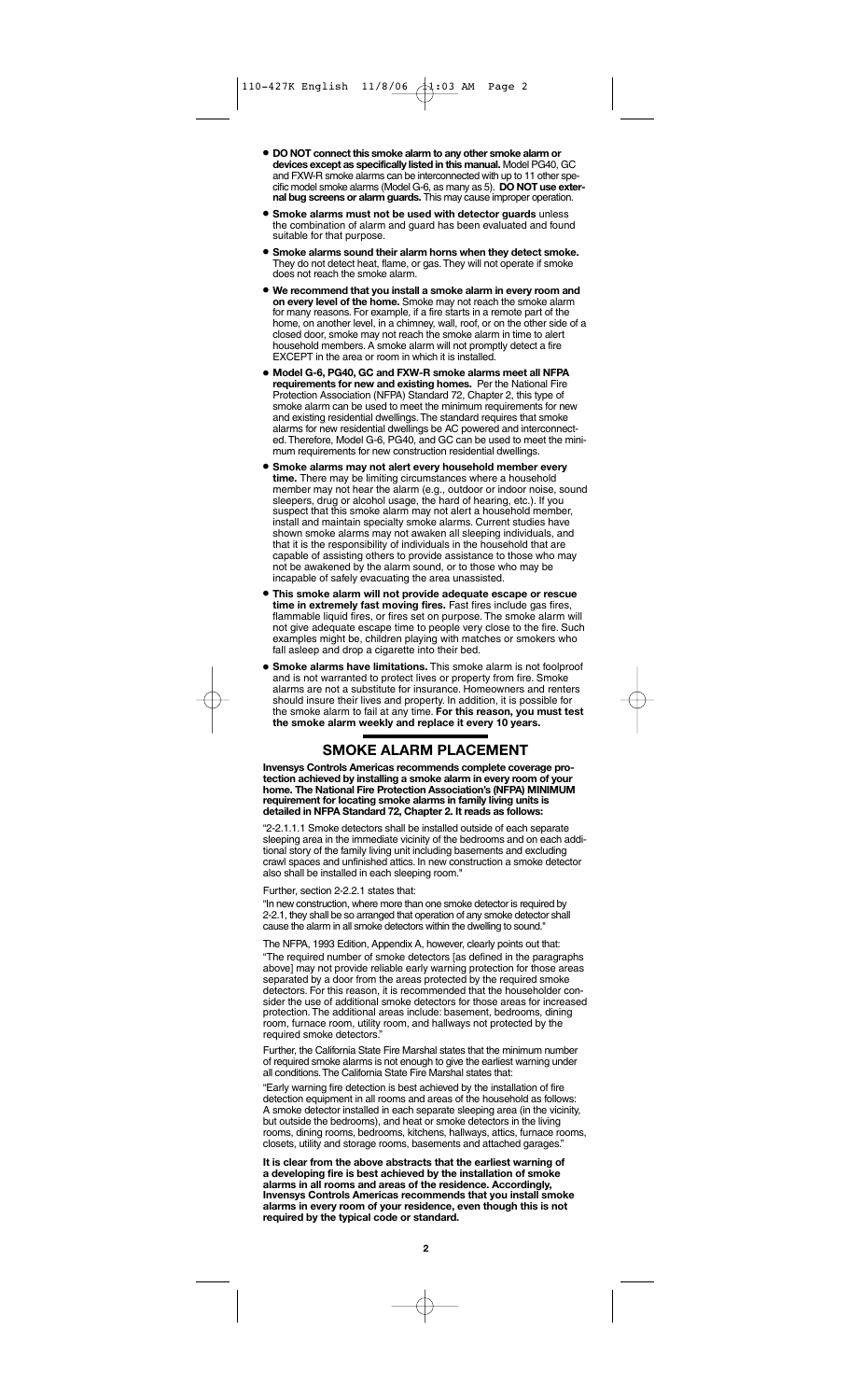- **DO NOT connect this smoke alarm to any other smoke alarm or devices except as specifically listed in this manual.** Model PG40, GC and FXW-R smoke alarms can be interconnected with up to 11 other specific model smoke alarms (Model G-6, as many as 5). **DO NOT use external bug screens or alarm guards.** This may cause improper operation.
- **Smoke alarms must not be used with detector guards** unless the combination of alarm and guard has been evaluated and found suitable for that purpose.
- **Smoke alarms sound their alarm horns when they detect smoke.** They do not detect heat, flame, or gas. They will not operate if smoke does not reach the smoke alarm.
- **We recommend that you install a smoke alarm in every room and on every level of the home.** Smoke may not reach the smoke alarm for many reasons. For example, if a fire starts in a remote part of the home, on another level, in a chimney, wall, roof, or on the other side of a closed door, smoke may not reach the smoke alarm in time to alert household members. A smoke alarm will not promptly detect a fire EXCEPT in the area or room in which it is installed.
- **Model G-6, PG40, GC and FXW-R smoke alarms meet all NFPA requirements for new and existing homes.** Per the National Fire Protection Association (NFPA) Standard 72, Chapter 2, this type of smoke alarm can be used to meet the minimum requirements for new and existing residential dwellings. The standard requires that smoke alarms for new residential dwellings be AC powered and interconnected. Therefore, Model G-6, PG40, and GC can be used to meet the minimum requirements for new construction residential dwellings.
- **Smoke alarms may not alert every household member every time.** There may be limiting circumstances where a household member may not hear the alarm (e.g., outdoor or indoor noise, sound sleepers, drug or alcohol usage, the hard of hearing, etc.). If you suspect that this smoke alarm may not alert a household member, install and maintain specialty smoke alarms. Current studies have shown smoke alarms may not awaken all sleeping individuals, and that it is the responsibility of individuals in the household that are capable of assisting others to provide assistance to those who may not be awakened by the alarm sound, or to those who may be incapable of safely evacuating the area unassisted.
- **This smoke alarm will not provide adequate escape or rescue time in extremely fast moving fires.** Fast fires include gas fires, flammable liquid fires, or fires set on purpose. The smoke alarm will not give adequate escape time to people very close to the fire. Such examples might be, children playing with matches or smokers who fall asleep and drop a cigarette into their bed.
- **Smoke alarms have limitations.** This smoke alarm is not foolproof and is not warranted to protect lives or property from fire. Smoke alarms are not a substitute for insurance. Homeowners and renters should insure their lives and property. In addition, it is possible for the smoke alarm to fail at any time. **For this reason, you must test the smoke alarm weekly and replace it every 10 years.**

## SMOKE ALARM PLACEMENT

**Invensys Controls Americas recommends complete coverage protection achieved by installing a smoke alarm in every room of your home. The National Fire Protection Association's (NFPA) MINIMUM requirement for locating smoke alarms in family living units is detailed in NFPA Standard 72, Chapter 2. It reads as follows:**

"2-2.1.1.1 Smoke detectors shall be installed outside of each separate sleeping area in the immediate vicinity of the bedrooms and on each additional story of the family living unit including basements and excluding crawl spaces and unfinished attics. In new construction a smoke detector also shall be installed in each sleeping room."

Further, section 2-2.2.1 states that:

"In new construction, where more than one smoke detector is required by 2-2.1, they shall be so arranged that operation of any smoke detector shall cause the alarm in all smoke detectors within the dwelling to sound."

The NFPA, 1993 Edition, Appendix A, however, clearly points out that:
"The required number of smoke detectors [as defined in the paragraphs above] may not provide reliable early warning protection for those areas separated by a door from the areas protected by the required smoke detectors. For this reason, it is recommended that the householder consider the use of additional smoke detectors for those areas for increased protection. The additional areas include: basement, bedrooms, dining room, furnace room, utility room, and hallways not protected by the required smoke detectors."

Further, the California State Fire Marshal states that the minimum number of required smoke alarms is not enough to give the earliest warning under all conditions. The California State Fire Marshal states that:

"Early warning fire detection is best achieved by the installation of fire detection equipment in all rooms and areas of the household as follows: A smoke detector installed in each separate sleeping area (in the vicinity, but outside the bedrooms), and heat or smoke detectors in the living rooms, dining rooms, bedrooms, kitchens, hallways, attics, furnace rooms, closets, utility and storage rooms, basements and attached garages."

**It is clear from the above abstracts that the earliest warning of a developing fire is best achieved by the installation of smoke alarms in all rooms and areas of the residence. Accordingly, Invensys Controls Americas recommends that you install smoke alarms in every room of your residence, even though this is not required by the typical code or standard.**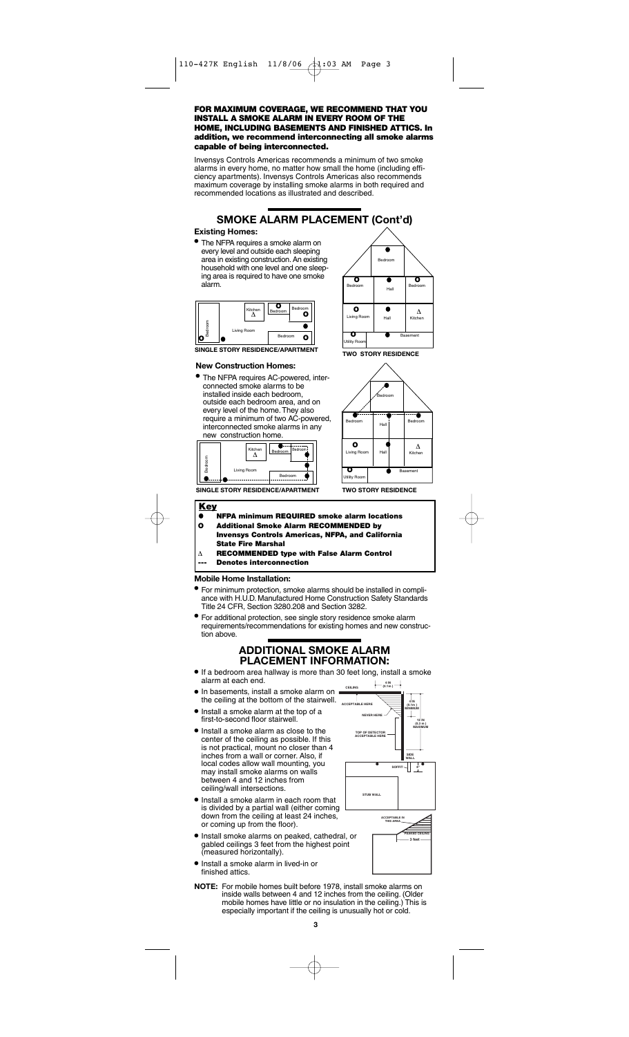**FOR MAXIMUM COVERAGE, WE RECOMMEND THAT YOU INSTALL A SMOKE ALARM IN EVERY ROOM OF THE HOME, INCLUDING BASEMENTS AND FINISHED ATTICS. In addition, we recommend interconnecting all smoke alarms capable of being interconnected.**

Invensys Controls Americas recommends a minimum of two smoke alarms in every home, no matter how small the home (including efficiency apartments). Invensys Controls Americas also recommends maximum coverage by installing smoke alarms in both required and recommended locations as illustrated and described.

## SMOKE ALARM PLACEMENT (Cont'd)

### Existing Homes:

- The NFPA requires a smoke alarm on every level and outside each sleeping area in existing construction. An existing household with one level and one sleeping area is required to have one smoke alarm.

SINGLE STORY RESIDENCE/APARTMENT

TWO STORY RESIDENCE

### New Construction Homes:

- The NFPA requires AC-powered, interconnected smoke alarms to be installed inside each bedroom, outside each bedroom area, and on every level of the home. They also require a minimum of two AC-powered, interconnected smoke alarms in any new construction home.

SINGLE STORY RESIDENCE/APARTMENT

TWO STORY RESIDENCE

**Key**

- ● **NFPA minimum REQUIRED smoke alarm locations**
- O **Additional Smoke Alarm RECOMMENDED by Invensys Controls Americas, NFPA, and California State Fire Marshal**
- Δ **RECOMMENDED type with False Alarm Control**
- --- **Denotes interconnection**

### Mobile Home Installation:

- For minimum protection, smoke alarms should be installed in compliance with H.U.D. Manufactured Home Construction Safety Standards Title 24 CFR, Section 3280.208 and Section 3282.
- For additional protection, see single story residence smoke alarm requirements/recommendations for existing homes and new construction above.

## ADDITIONAL SMOKE ALARM PLACEMENT INFORMATION:

- If a bedroom area hallway is more than 30 feet long, install a smoke alarm at each end.
- In basements, install a smoke alarm on the ceiling at the bottom of the stairwell.
- Install a smoke alarm at the top of a first-to-second floor stairwell.
- Install a smoke alarm as close to the center of the ceiling as possible. If this is not practical, mount no closer than 4 inches from a wall or corner. Also, if local codes allow wall mounting, you may install smoke alarms on walls between 4 and 12 inches from ceiling/wall intersections.
- Install a smoke alarm in each room that is divided by a partial wall (either coming down from the ceiling at least 24 inches, or coming up from the floor).
- Install smoke alarms on peaked, cathedral, or gabled ceilings 3 feet from the highest point (measured horizontally).
- Install a smoke alarm in lived-in or finished attics.

**NOTE:** For mobile homes built before 1978, install smoke alarms on inside walls between 4 and 12 inches from the ceiling. (Older mobile homes have little or no insulation in the ceiling.) This is especially important if the ceiling is unusually hot or cold.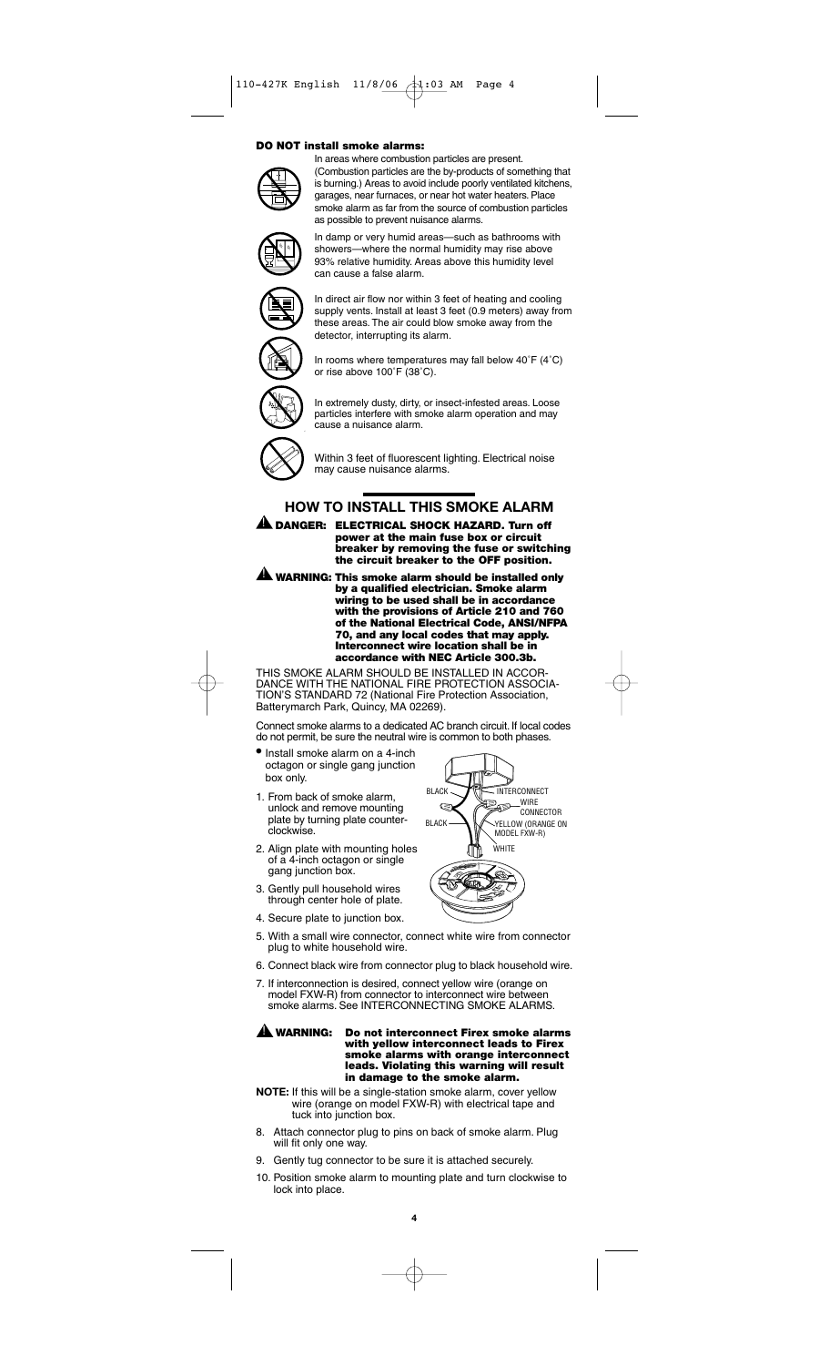**DO NOT install smoke alarms:**

In areas where combustion particles are present. (Combustion particles are the by-products of something that is burning.) Areas to avoid include poorly ventilated kitchens, garages, near furnaces, or near hot water heaters. Place smoke alarm as far from the source of combustion particles as possible to prevent nuisance alarms.

In damp or very humid areas—such as bathrooms with showers—where the normal humidity may rise above 93% relative humidity. Areas above this humidity level can cause a false alarm.

In direct air flow nor within 3 feet of heating and cooling supply vents. Install at least 3 feet (0.9 meters) away from these areas. The air could blow smoke away from the detector, interrupting its alarm.

In rooms where temperatures may fall below 40˚F (4˚C) or rise above 100˚F (38˚C).

In extremely dusty, dirty, or insect-infested areas. Loose particles interfere with smoke alarm operation and may cause a nuisance alarm.

Within 3 feet of fluorescent lighting. Electrical noise may cause nuisance alarms.

## HOW TO INSTALL THIS SMOKE ALARM

**⚠ DANGER: ELECTRICAL SHOCK HAZARD. Turn off power at the main fuse box or circuit breaker by removing the fuse or switching the circuit breaker to the OFF position.**

**⚠ WARNING: This smoke alarm should be installed only by a qualified electrician. Smoke alarm wiring to be used shall be in accordance with the provisions of Article 210 and 760 of the National Electrical Code, ANSI/NFPA 70, and any local codes that may apply. Interconnect wire location shall be in accordance with NEC Article 300.3b.**

THIS SMOKE ALARM SHOULD BE INSTALLED IN ACCORDANCE WITH THE NATIONAL FIRE PROTECTION ASSOCIATION'S STANDARD 72 (National Fire Protection Association, Batterymarch Park, Quincy, MA 02269).

Connect smoke alarms to a dedicated AC branch circuit. If local codes do not permit, be sure the neutral wire is common to both phases.

- Install smoke alarm on a 4-inch octagon or single gang junction box only.

1. From back of smoke alarm, unlock and remove mounting plate by turning plate counter-clockwise.
2. Align plate with mounting holes of a 4-inch octagon or single gang junction box.
3. Gently pull household wires through center hole of plate.
4. Secure plate to junction box.
5. With a small wire connector, connect white wire from connector plug to white household wire.
6. Connect black wire from connector plug to black household wire.
7. If interconnection is desired, connect yellow wire (orange on model FXW-R) from connector to interconnect wire between smoke alarms. See INTERCONNECTING SMOKE ALARMS.

BLACK — INTERCONNECT — WIRE CONNECTOR — BLACK — YELLOW (ORANGE ON MODEL FXW-R) — WHITE

**⚠ WARNING: Do not interconnect Firex smoke alarms with yellow interconnect leads to Firex smoke alarms with orange interconnect leads. Violating this warning will result in damage to the smoke alarm.**

**NOTE:** If this will be a single-station smoke alarm, cover yellow wire (orange on model FXW-R) with electrical tape and tuck into junction box.

8. Attach connector plug to pins on back of smoke alarm. Plug will fit only one way.
9. Gently tug connector to be sure it is attached securely.
10. Position smoke alarm to mounting plate and turn clockwise to lock into place.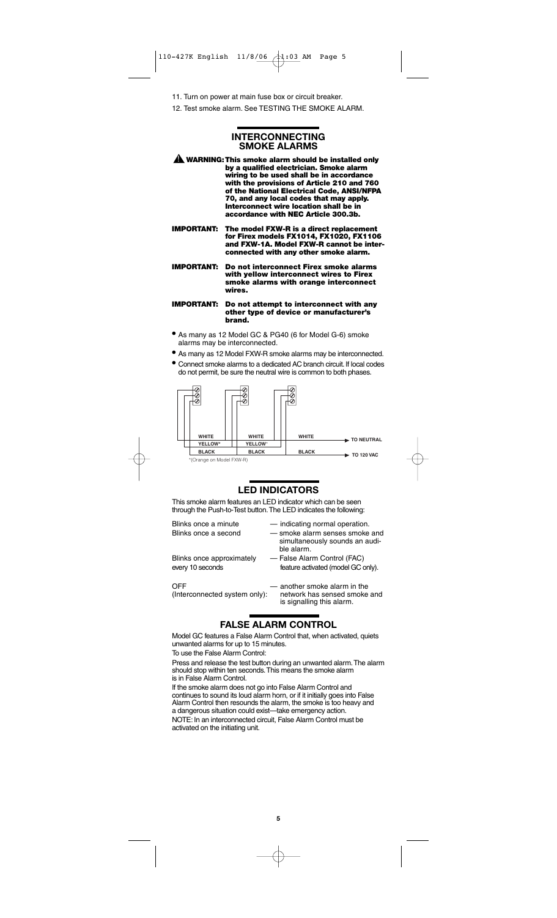11. Turn on power at main fuse box or circuit breaker.
12. Test smoke alarm. See TESTING THE SMOKE ALARM.

## INTERCONNECTING SMOKE ALARMS

**⚠ WARNING: This smoke alarm should be installed only by a qualified electrician. Smoke alarm wiring to be used shall be in accordance with the provisions of Article 210 and 760 of the National Electrical Code, ANSI/NFPA 70, and any local codes that may apply. Interconnect wire location shall be in accordance with NEC Article 300.3b.**

**IMPORTANT: The model FXW-R is a direct replacement for Firex models FX1014, FX1020, FX1106 and FXW-1A. Model FXW-R cannot be interconnected with any other smoke alarm.**

**IMPORTANT: Do not interconnect Firex smoke alarms with yellow interconnect wires to Firex smoke alarms with orange interconnect wires.**

**IMPORTANT: Do not attempt to interconnect with any other type of device or manufacturer's brand.**

- As many as 12 Model GC & PG40 (6 for Model G-6) smoke alarms may be interconnected.
- As many as 12 Model FXW-R smoke alarms may be interconnected.
- Connect smoke alarms to a dedicated AC branch circuit. If local codes do not permit, be sure the neutral wire is common to both phases.

WHITE — WHITE — WHITE → TO NEUTRAL
YELLOW* — YELLOW*
BLACK — BLACK — BLACK → TO 120 VAC

*(Orange on Model FXW-R)

## LED INDICATORS

This smoke alarm features an LED indicator which can be seen through the Push-to-Test button. The LED indicates the following:

| | |
|---|---|
| Blinks once a minute | — indicating normal operation. |
| Blinks once a second | — smoke alarm senses smoke and simultaneously sounds an audible alarm. |
| Blinks once approximately every 10 seconds | — False Alarm Control (FAC) feature activated (model GC only). |
| OFF (Interconnected system only): | — another smoke alarm in the network has sensed smoke and is signalling this alarm. |

## FALSE ALARM CONTROL

Model GC features a False Alarm Control that, when activated, quiets unwanted alarms for up to 15 minutes.

To use the False Alarm Control:

Press and release the test button during an unwanted alarm. The alarm should stop within ten seconds. This means the smoke alarm is in False Alarm Control.

If the smoke alarm does not go into False Alarm Control and continues to sound its loud alarm horn, or if it initially goes into False Alarm Control then resounds the alarm, the smoke is too heavy and a dangerous situation could exist—take emergency action.

NOTE: In an interconnected circuit, False Alarm Control must be activated on the initiating unit.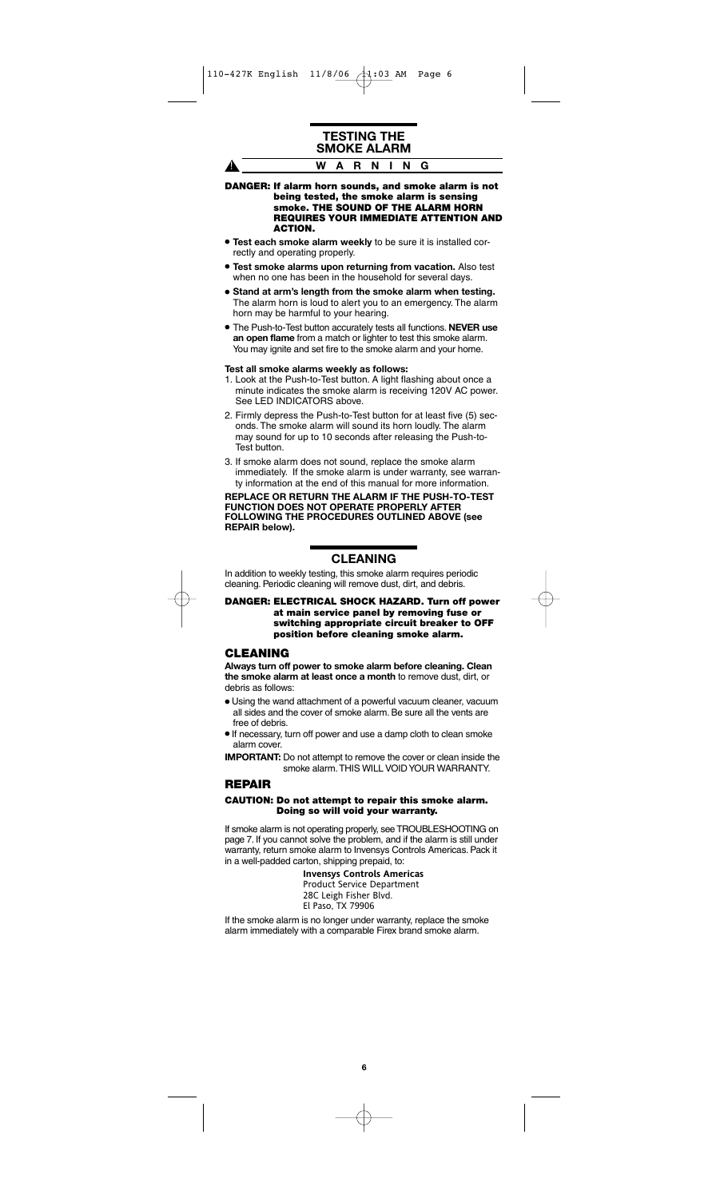## TESTING THE SMOKE ALARM

### ⚠ WARNING

**DANGER: If alarm horn sounds, and smoke alarm is not being tested, the smoke alarm is sensing smoke. THE SOUND OF THE ALARM HORN REQUIRES YOUR IMMEDIATE ATTENTION AND ACTION.**

- **Test each smoke alarm weekly** to be sure it is installed correctly and operating properly.
- **Test smoke alarms upon returning from vacation.** Also test when no one has been in the household for several days.
- **Stand at arm's length from the smoke alarm when testing.** The alarm horn is loud to alert you to an emergency. The alarm horn may be harmful to your hearing.
- The Push-to-Test button accurately tests all functions. **NEVER use an open flame** from a match or lighter to test this smoke alarm. You may ignite and set fire to the smoke alarm and your home.

**Test all smoke alarms weekly as follows:**

1. Look at the Push-to-Test button. A light flashing about once a minute indicates the smoke alarm is receiving 120V AC power. See LED INDICATORS above.
2. Firmly depress the Push-to-Test button for at least five (5) seconds. The smoke alarm will sound its horn loudly. The alarm may sound for up to 10 seconds after releasing the Push-to-Test button.
3. If smoke alarm does not sound, replace the smoke alarm immediately. If the smoke alarm is under warranty, see warranty information at the end of this manual for more information.

**REPLACE OR RETURN THE ALARM IF THE PUSH-TO-TEST FUNCTION DOES NOT OPERATE PROPERLY AFTER FOLLOWING THE PROCEDURES OUTLINED ABOVE (see REPAIR below).**

## CLEANING

In addition to weekly testing, this smoke alarm requires periodic cleaning. Periodic cleaning will remove dust, dirt, and debris.

**DANGER: ELECTRICAL SHOCK HAZARD. Turn off power at main service panel by removing fuse or switching appropriate circuit breaker to OFF position before cleaning smoke alarm.**

### CLEANING

**Always turn off power to smoke alarm before cleaning. Clean the smoke alarm at least once a month** to remove dust, dirt, or debris as follows:

- Using the wand attachment of a powerful vacuum cleaner, vacuum all sides and the cover of smoke alarm. Be sure all the vents are free of debris.
- If necessary, turn off power and use a damp cloth to clean smoke alarm cover.

**IMPORTANT:** Do not attempt to remove the cover or clean inside the smoke alarm. THIS WILL VOID YOUR WARRANTY.

### REPAIR

**CAUTION: Do not attempt to repair this smoke alarm. Doing so will void your warranty.**

If smoke alarm is not operating properly, see TROUBLESHOOTING on page 7. If you cannot solve the problem, and if the alarm is still under warranty, return smoke alarm to Invensys Controls Americas. Pack it in a well-padded carton, shipping prepaid, to:

**Invensys Controls Americas**
Product Service Department
28C Leigh Fisher Blvd.
El Paso, TX 79906

If the smoke alarm is no longer under warranty, replace the smoke alarm immediately with a comparable Firex brand smoke alarm.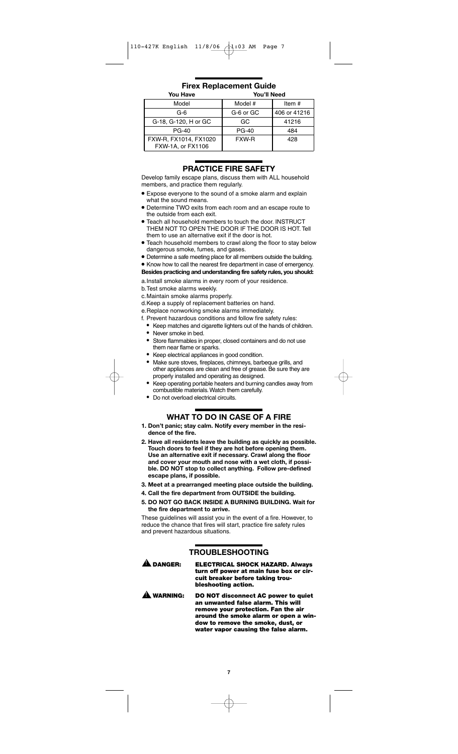## Firex Replacement Guide

| You Have | You'll Need | |
|---|---|---|
| Model | Model # | Item # |
| G-6 | G-6 or GC | 406 or 41216 |
| G-18, G-120, H or GC | GC | 41216 |
| PG-40 | PG-40 | 484 |
| FXW-R, FX1014, FX1020 FXW-1A, or FX1106 | FXW-R | 428 |

## PRACTICE FIRE SAFETY

Develop family escape plans, discuss them with ALL household members, and practice them regularly.

- Expose everyone to the sound of a smoke alarm and explain what the sound means.
- Determine TWO exits from each room and an escape route to the outside from each exit.
- Teach all household members to touch the door. INSTRUCT THEM NOT TO OPEN THE DOOR IF THE DOOR IS HOT. Tell them to use an alternative exit if the door is hot.
- Teach household members to crawl along the floor to stay below dangerous smoke, fumes, and gases.
- Determine a safe meeting place for all members outside the building.
- Know how to call the nearest fire department in case of emergency.

**Besides practicing and understanding fire safety rules, you should:**

a. Install smoke alarms in every room of your residence.
b. Test smoke alarms weekly.
c. Maintain smoke alarms properly.
d. Keep a supply of replacement batteries on hand.
e. Replace nonworking smoke alarms immediately.
f. Prevent hazardous conditions and follow fire safety rules:
   - Keep matches and cigarette lighters out of the hands of children.
   - Never smoke in bed.
   - Store flammables in proper, closed containers and do not use them near flame or sparks.
   - Keep electrical appliances in good condition.
   - Make sure stoves, fireplaces, chimneys, barbeque grills, and other appliances are clean and free of grease. Be sure they are properly installed and operating as designed.
   - Keep operating portable heaters and burning candles away from combustible materials. Watch them carefully.
   - Do not overload electrical circuits.

## WHAT TO DO IN CASE OF A FIRE

1. **Don't panic; stay calm. Notify every member in the residence of the fire.**
2. **Have all residents leave the building as quickly as possible. Touch doors to feel if they are hot before opening them. Use an alternative exit if necessary. Crawl along the floor and cover your mouth and nose with a wet cloth, if possible. DO NOT stop to collect anything. Follow pre-defined escape plans, if possible.**
3. **Meet at a prearranged meeting place outside the building.**
4. **Call the fire department from OUTSIDE the building.**
5. **DO NOT GO BACK INSIDE A BURNING BUILDING. Wait for the fire department to arrive.**

These guidelines will assist you in the event of a fire. However, to reduce the chance that fires will start, practice fire safety rules and prevent hazardous situations.

## TROUBLESHOOTING

⚠ **DANGER:** **ELECTRICAL SHOCK HAZARD. Always turn off power at main fuse box or circuit breaker before taking troubleshooting action.**

⚠ **WARNING:** **DO NOT disconnect AC power to quiet an unwanted false alarm. This will remove your protection. Fan the air around the smoke alarm or open a window to remove the smoke, dust, or water vapor causing the false alarm.**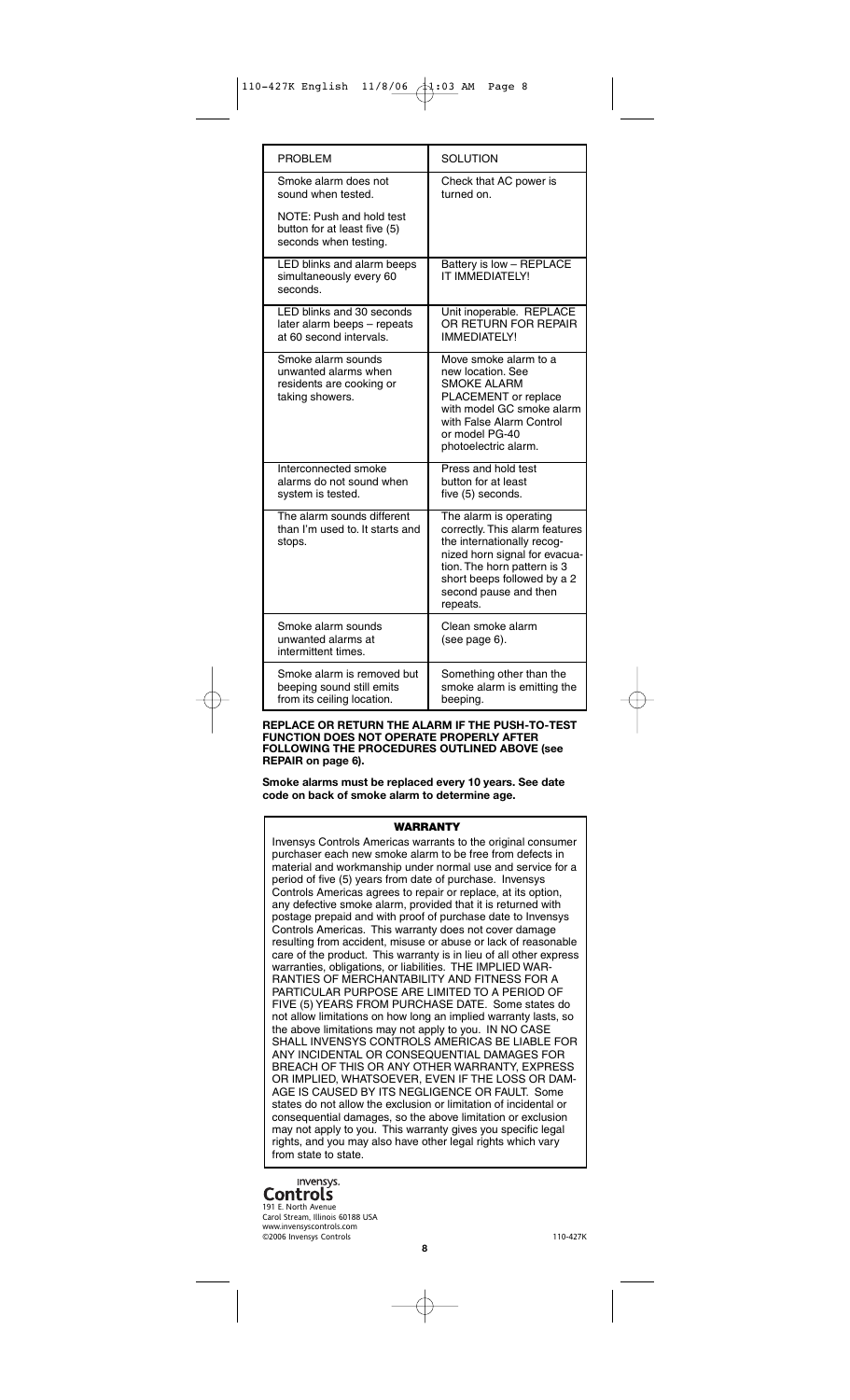| PROBLEM | SOLUTION |
|---|---|
| Smoke alarm does not sound when tested. NOTE: Push and hold test button for at least five (5) seconds when testing. | Check that AC power is turned on. |
| LED blinks and alarm beeps simultaneously every 60 seconds. | Battery is low – REPLACE IT IMMEDIATELY! |
| LED blinks and 30 seconds later alarm beeps – repeats at 60 second intervals. | Unit inoperable. REPLACE OR RETURN FOR REPAIR IMMEDIATELY! |
| Smoke alarm sounds unwanted alarms when residents are cooking or taking showers. | Move smoke alarm to a new location. See SMOKE ALARM PLACEMENT or replace with model GC smoke alarm with False Alarm Control or model PG-40 photoelectric alarm. |
| Interconnected smoke alarms do not sound when system is tested. | Press and hold test button for at least five (5) seconds. |
| The alarm sounds different than I'm used to. It starts and stops. | The alarm is operating correctly. This alarm features the internationally recognized horn signal for evacuation. The horn pattern is 3 short beeps followed by a 2 second pause and then repeats. |
| Smoke alarm sounds unwanted alarms at intermittent times. | Clean smoke alarm (see page 6). |
| Smoke alarm is removed but beeping sound still emits from its ceiling location. | Something other than the smoke alarm is emitting the beeping. |

**REPLACE OR RETURN THE ALARM IF THE PUSH-TO-TEST FUNCTION DOES NOT OPERATE PROPERLY AFTER FOLLOWING THE PROCEDURES OUTLINED ABOVE (see REPAIR on page 6).**

**Smoke alarms must be replaced every 10 years. See date code on back of smoke alarm to determine age.**

## WARRANTY

Invensys Controls Americas warrants to the original consumer purchaser each new smoke alarm to be free from defects in material and workmanship under normal use and service for a period of five (5) years from date of purchase. Invensys Controls Americas agrees to repair or replace, at its option, any defective smoke alarm, provided that it is returned with postage prepaid and with proof of purchase date to Invensys Controls Americas. This warranty does not cover damage resulting from accident, misuse or abuse or lack of reasonable care of the product. This warranty is in lieu of all other express warranties, obligations, or liabilities. THE IMPLIED WARRANTIES OF MERCHANTABILITY AND FITNESS FOR A PARTICULAR PURPOSE ARE LIMITED TO A PERIOD OF FIVE (5) YEARS FROM PURCHASE DATE. Some states do not allow limitations on how long an implied warranty lasts, so the above limitations may not apply to you. IN NO CASE SHALL INVENSYS CONTROLS AMERICAS BE LIABLE FOR ANY INCIDENTAL OR CONSEQUENTIAL DAMAGES FOR BREACH OF THIS OR ANY OTHER WARRANTY, EXPRESS OR IMPLIED, WHATSOEVER, EVEN IF THE LOSS OR DAMAGE IS CAUSED BY ITS NEGLIGENCE OR FAULT. Some states do not allow the exclusion or limitation of incidental or consequential damages, so the above limitation or exclusion may not apply to you. This warranty gives you specific legal rights, and you may also have other legal rights which vary from state to state.

Invensys.
**Controls**
191 E. North Avenue
Carol Stream, Illinois 60188 USA
www.invensyscontrols.com
©2006 Invensys Controls

110-427K